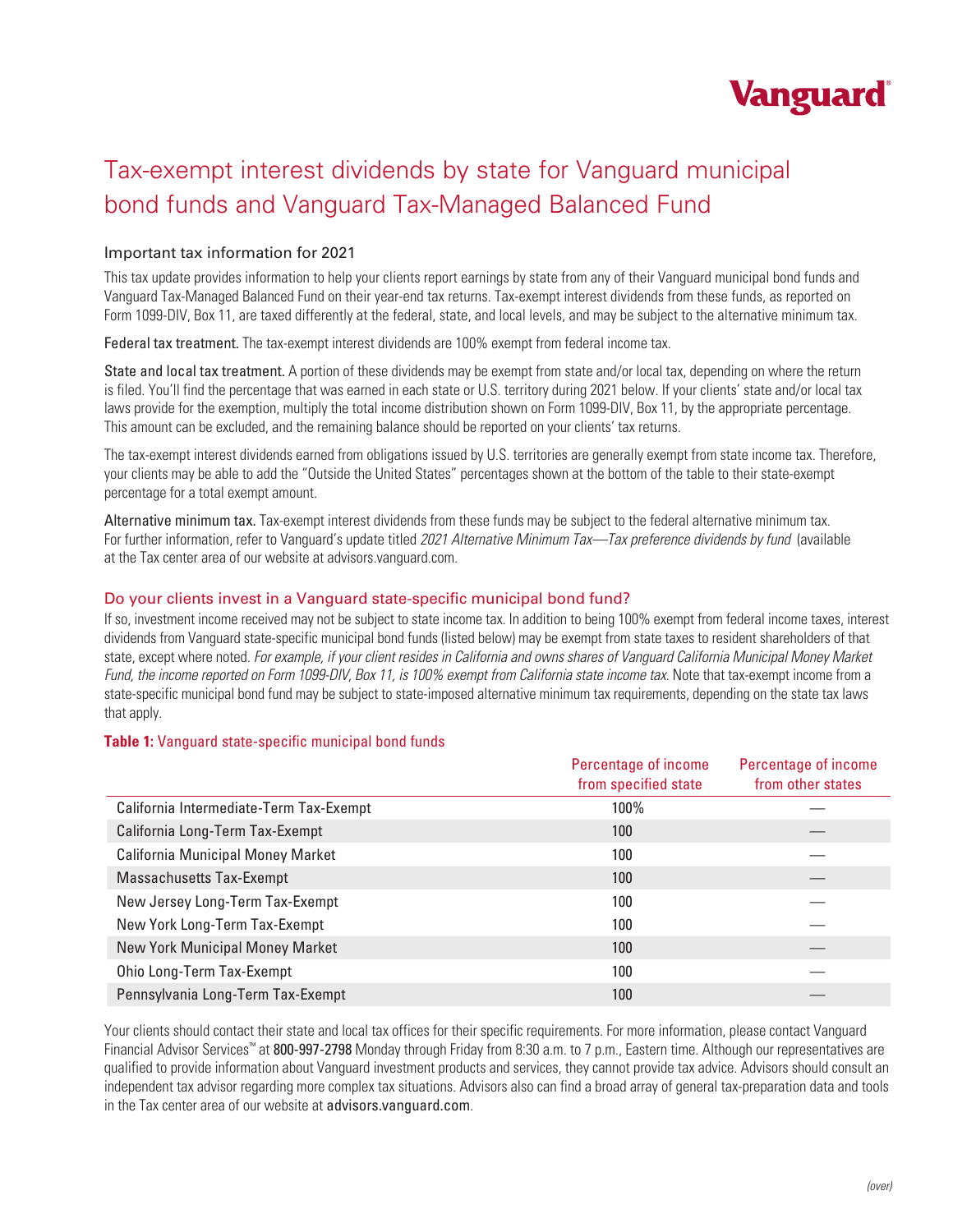Vanguard

# Tax-exempt interest dividends by state for Vanguard municipal bond funds and Vanguard Tax-Managed Balanced Fund

## Important tax information for 2021

This tax update provides information to help your clients report earnings by state from any of their Vanguard municipal bond funds and Vanguard Tax-Managed Balanced Fund on their year-end tax returns. Tax-exempt interest dividends from these funds, as reported on Form 1099-DIV, Box 11, are taxed differently at the federal, state, and local levels, and may be subject to the alternative minimum tax.

**Federal tax treatment.** The tax-exempt interest dividends are 100% exempt from federal income tax.

**State and local tax treatment.** A portion of these dividends may be exempt from state and/or local tax, depending on where the return is filed. You'll find the percentage that was earned in each state or U.S. territory during 2021 below. If your clients' state and/or local tax laws provide for the exemption, multiply the total income distribution shown on Form 1099-DIV, Box 11, by the appropriate percentage. This amount can be excluded, and the remaining balance should be reported on your clients' tax returns.

The tax-exempt interest dividends earned from obligations issued by U.S. territories are generally exempt from state income tax. Therefore, your clients may be able to add the "Outside the United States" percentages shown at the bottom of the table to their state-exempt percentage for a total exempt amount.

**Alternative minimum tax.** Tax-exempt interest dividends from these funds may be subject to the federal alternative minimum tax. For further information, refer to Vanguard's update titled *2021 Alternative Minimum Tax—Tax preference dividends by fund* (available at the Tax center area of our website at advisors.vanguard.com.

## Do your clients invest in a Vanguard state-specific municipal bond fund?

If so, investment income received may not be subject to state income tax. In addition to being 100% exempt from federal income taxes, interest dividends from Vanguard state-specific municipal bond funds (listed below) may be exempt from state taxes to resident shareholders of that state, except where noted. *For example, if your client resides in California and owns shares of Vanguard California Municipal Money Market Fund, the income reported on Form 1099-DIV, Box 11, is 100% exempt from California state income tax.* Note that tax-exempt income from a state-specific municipal bond fund may be subject to state-imposed alternative minimum tax requirements, depending on the state tax laws that apply.

**Table 1:** Vanguard state-specific municipal bond funds

| | Percentage of income from specified state | Percentage of income from other states |
|---|---|---|
| California Intermediate-Term Tax-Exempt | 100% | — |
| California Long-Term Tax-Exempt | 100 | — |
| California Municipal Money Market | 100 | — |
| Massachusetts Tax-Exempt | 100 | — |
| New Jersey Long-Term Tax-Exempt | 100 | — |
| New York Long-Term Tax-Exempt | 100 | — |
| New York Municipal Money Market | 100 | — |
| Ohio Long-Term Tax-Exempt | 100 | — |
| Pennsylvania Long-Term Tax-Exempt | 100 | — |

Your clients should contact their state and local tax offices for their specific requirements. For more information, please contact Vanguard Financial Advisor Services™ at **800-997-2798** Monday through Friday from 8:30 a.m. to 7 p.m., Eastern time. Although our representatives are qualified to provide information about Vanguard investment products and services, they cannot provide tax advice. Advisors should consult an independent tax advisor regarding more complex tax situations. Advisors also can find a broad array of general tax-preparation data and tools in the Tax center area of our website at **advisors.vanguard.com**.

*(over)*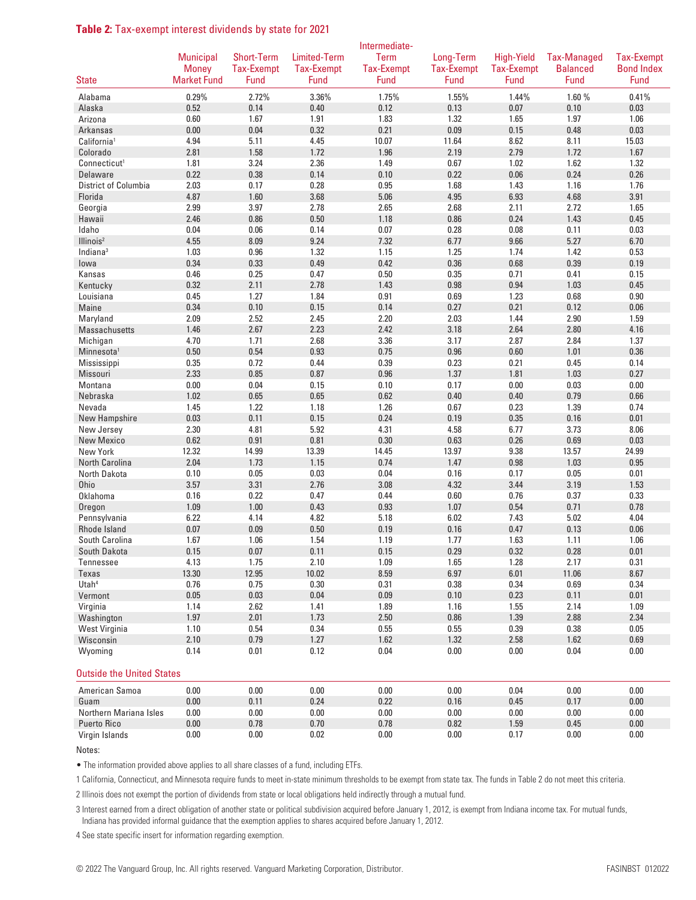**Table 2:** Tax-exempt interest dividends by state for 2021

| State | Municipal Money Market Fund | Short-Term Tax-Exempt Fund | Limited-Term Tax-Exempt Fund | Intermediate-Term Tax-Exempt Fund | Long-Term Tax-Exempt Fund | High-Yield Tax-Exempt Fund | Tax-Managed Balanced Fund | Tax-Exempt Bond Index Fund |
|---|---|---|---|---|---|---|---|---|
| Alabama | 0.29% | 2.72% | 3.36% | 1.75% | 1.55% | 1.44% | 1.60 % | 0.41% |
| Alaska | 0.52 | 0.14 | 0.40 | 0.12 | 0.13 | 0.07 | 0.10 | 0.03 |
| Arizona | 0.60 | 1.67 | 1.91 | 1.83 | 1.32 | 1.65 | 1.97 | 1.06 |
| Arkansas | 0.00 | 0.04 | 0.32 | 0.21 | 0.09 | 0.15 | 0.48 | 0.03 |
| California[1] | 4.94 | 5.11 | 4.45 | 10.07 | 11.64 | 8.62 | 8.11 | 15.03 |
| Colorado | 2.81 | 1.58 | 1.72 | 1.96 | 2.19 | 2.79 | 1.72 | 1.67 |
| Connecticut[1] | 1.81 | 3.24 | 2.36 | 1.49 | 0.67 | 1.02 | 1.62 | 1.32 |
| Delaware | 0.22 | 0.38 | 0.14 | 0.10 | 0.22 | 0.06 | 0.24 | 0.26 |
| District of Columbia | 2.03 | 0.17 | 0.28 | 0.95 | 1.68 | 1.43 | 1.16 | 1.76 |
| Florida | 4.87 | 1.60 | 3.68 | 5.06 | 4.95 | 6.93 | 4.68 | 3.91 |
| Georgia | 2.99 | 3.97 | 2.78 | 2.65 | 2.68 | 2.11 | 2.72 | 1.65 |
| Hawaii | 2.46 | 0.86 | 0.50 | 1.18 | 0.86 | 0.24 | 1.43 | 0.45 |
| Idaho | 0.04 | 0.06 | 0.14 | 0.07 | 0.28 | 0.08 | 0.11 | 0.03 |
| Illinois[2] | 4.55 | 8.09 | 9.24 | 7.32 | 6.77 | 9.66 | 5.27 | 6.70 |
| Indiana[3] | 1.03 | 0.96 | 1.32 | 1.15 | 1.25 | 1.74 | 1.42 | 0.53 |
| Iowa | 0.34 | 0.33 | 0.49 | 0.42 | 0.36 | 0.68 | 0.39 | 0.19 |
| Kansas | 0.46 | 0.25 | 0.47 | 0.50 | 0.35 | 0.71 | 0.41 | 0.15 |
| Kentucky | 0.32 | 2.11 | 2.78 | 1.43 | 0.98 | 0.94 | 1.03 | 0.45 |
| Louisiana | 0.45 | 1.27 | 1.84 | 0.91 | 0.69 | 1.23 | 0.68 | 0.90 |
| Maine | 0.34 | 0.10 | 0.15 | 0.14 | 0.27 | 0.21 | 0.12 | 0.06 |
| Maryland | 2.09 | 2.52 | 2.45 | 2.20 | 2.03 | 1.44 | 2.90 | 1.59 |
| Massachusetts | 1.46 | 2.67 | 2.23 | 2.42 | 3.18 | 2.64 | 2.80 | 4.16 |
| Michigan | 4.70 | 1.71 | 2.68 | 3.36 | 3.17 | 2.87 | 2.84 | 1.37 |
| Minnesota[1] | 0.50 | 0.54 | 0.93 | 0.75 | 0.96 | 0.60 | 1.01 | 0.36 |
| Mississippi | 0.35 | 0.72 | 0.44 | 0.39 | 0.23 | 0.21 | 0.45 | 0.14 |
| Missouri | 2.33 | 0.85 | 0.87 | 0.96 | 1.37 | 1.81 | 1.03 | 0.27 |
| Montana | 0.00 | 0.04 | 0.15 | 0.10 | 0.17 | 0.00 | 0.03 | 0.00 |
| Nebraska | 1.02 | 0.65 | 0.65 | 0.62 | 0.40 | 0.40 | 0.79 | 0.66 |
| Nevada | 1.45 | 1.22 | 1.18 | 1.26 | 0.67 | 0.23 | 1.39 | 0.74 |
| New Hampshire | 0.03 | 0.11 | 0.15 | 0.24 | 0.19 | 0.35 | 0.16 | 0.01 |
| New Jersey | 2.30 | 4.81 | 5.92 | 4.31 | 4.58 | 6.77 | 3.73 | 8.06 |
| New Mexico | 0.62 | 0.91 | 0.81 | 0.30 | 0.63 | 0.26 | 0.69 | 0.03 |
| New York | 12.32 | 14.99 | 13.39 | 14.45 | 13.97 | 9.38 | 13.57 | 24.99 |
| North Carolina | 2.04 | 1.73 | 1.15 | 0.74 | 1.47 | 0.98 | 1.03 | 0.95 |
| North Dakota | 0.10 | 0.05 | 0.03 | 0.04 | 0.16 | 0.17 | 0.05 | 0.01 |
| Ohio | 3.57 | 3.31 | 2.76 | 3.08 | 4.32 | 3.44 | 3.19 | 1.53 |
| Oklahoma | 0.16 | 0.22 | 0.47 | 0.44 | 0.60 | 0.76 | 0.37 | 0.33 |
| Oregon | 1.09 | 1.00 | 0.43 | 0.93 | 1.07 | 0.54 | 0.71 | 0.78 |
| Pennsylvania | 6.22 | 4.14 | 4.82 | 5.18 | 6.02 | 7.43 | 5.02 | 4.04 |
| Rhode Island | 0.07 | 0.09 | 0.50 | 0.19 | 0.16 | 0.47 | 0.13 | 0.06 |
| South Carolina | 1.67 | 1.06 | 1.54 | 1.19 | 1.77 | 1.63 | 1.11 | 1.06 |
| South Dakota | 0.15 | 0.07 | 0.11 | 0.15 | 0.29 | 0.32 | 0.28 | 0.01 |
| Tennessee | 4.13 | 1.75 | 2.10 | 1.09 | 1.65 | 1.28 | 2.17 | 0.31 |
| Texas | 13.30 | 12.95 | 10.02 | 8.59 | 6.97 | 6.01 | 11.06 | 8.67 |
| Utah[4] | 0.76 | 0.75 | 0.30 | 0.31 | 0.38 | 0.34 | 0.69 | 0.34 |
| Vermont | 0.05 | 0.03 | 0.04 | 0.09 | 0.10 | 0.23 | 0.11 | 0.01 |
| Virginia | 1.14 | 2.62 | 1.41 | 1.89 | 1.16 | 1.55 | 2.14 | 1.09 |
| Washington | 1.97 | 2.01 | 1.73 | 2.50 | 0.86 | 1.39 | 2.88 | 2.34 |
| West Virginia | 1.10 | 0.54 | 0.34 | 0.55 | 0.55 | 0.39 | 0.38 | 0.05 |
| Wisconsin | 2.10 | 0.79 | 1.27 | 1.62 | 1.32 | 2.58 | 1.62 | 0.69 |
| Wyoming | 0.14 | 0.01 | 0.12 | 0.04 | 0.00 | 0.00 | 0.04 | 0.00 |
| **Outside the United States** | | | | | | | | |
| American Samoa | 0.00 | 0.00 | 0.00 | 0.00 | 0.00 | 0.04 | 0.00 | 0.00 |
| Guam | 0.00 | 0.11 | 0.24 | 0.22 | 0.16 | 0.45 | 0.17 | 0.00 |
| Northern Mariana Isles | 0.00 | 0.00 | 0.00 | 0.00 | 0.00 | 0.00 | 0.00 | 0.00 |
| Puerto Rico | 0.00 | 0.78 | 0.70 | 0.78 | 0.82 | 1.59 | 0.45 | 0.00 |
| Virgin Islands | 0.00 | 0.00 | 0.02 | 0.00 | 0.00 | 0.17 | 0.00 | 0.00 |

Notes:

- The information provided above applies to all share classes of a fund, including ETFs.

1 California, Connecticut, and Minnesota require funds to meet in-state minimum thresholds to be exempt from state tax. The funds in Table 2 do not meet this criteria.

2 Illinois does not exempt the portion of dividends from state or local obligations held indirectly through a mutual fund.

3 Interest earned from a direct obligation of another state or political subdivision acquired before January 1, 2012, is exempt from Indiana income tax. For mutual funds, Indiana has provided informal guidance that the exemption applies to shares acquired before January 1, 2012.

4 See state specific insert for information regarding exemption.

© 2022 The Vanguard Group, Inc. All rights reserved. Vanguard Marketing Corporation, Distributor.

FASINBST 012022